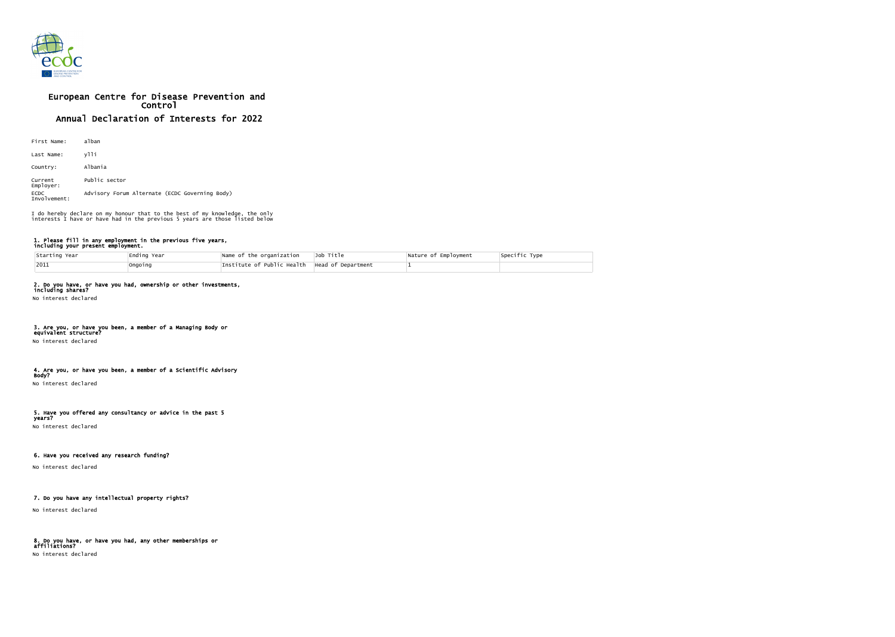# European Centre for Disease Prevention and Control

## Annual Declaration of Interests for 2022

First Name: alban

Last Name: ylli

Country: Albania

Current Employer: Public sector

ECDC Involvement: Advisory Forum Alternate (ECDC Governing Body)

I do hereby declare on my honour that to the best of my knowledge, the only interests I have or have had in the previous 5 years are those listed below

### 1. Please fill in any employment in the previous five years, including your present employment.

| Starting Year | Ending Year | Name of the organization | Job Title | Nature of Employment | Specific Type |
|---|---|---|---|---|---|
| 2011 | Ongoing | Institute of Public Health | Head of Department | 1 | |

### 2. Do you have, or have you had, ownership or other investments, including shares?

No interest declared

### 3. Are you, or have you been, a member of a Managing Body or equivalent structure?

No interest declared

### 4. Are you, or have you been, a member of a Scientific Advisory Body?

No interest declared

### 5. Have you offered any consultancy or advice in the past 5 years?

No interest declared

### 6. Have you received any research funding?

No interest declared

### 7. Do you have any intellectual property rights?

No interest declared

### 8. Do you have, or have you had, any other memberships or affiliations?

No interest declared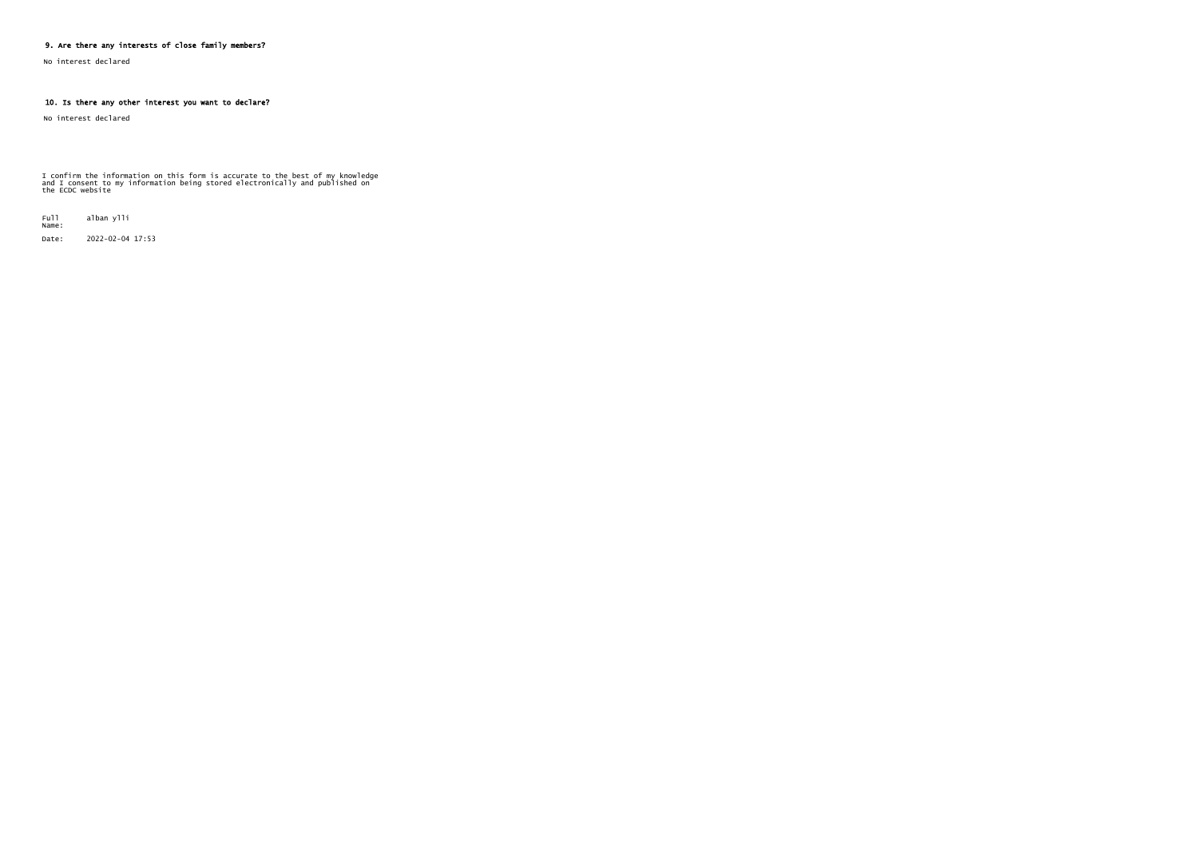### 9. Are there any interests of close family members?

No interest declared

### 10. Is there any other interest you want to declare?

No interest declared

I confirm the information on this form is accurate to the best of my knowledge and I consent to my information being stored electronically and published on the ECDC website

| | |
|---|---|
| Full Name: | alban ylli |
| Date: | 2022-02-04 17:53 |